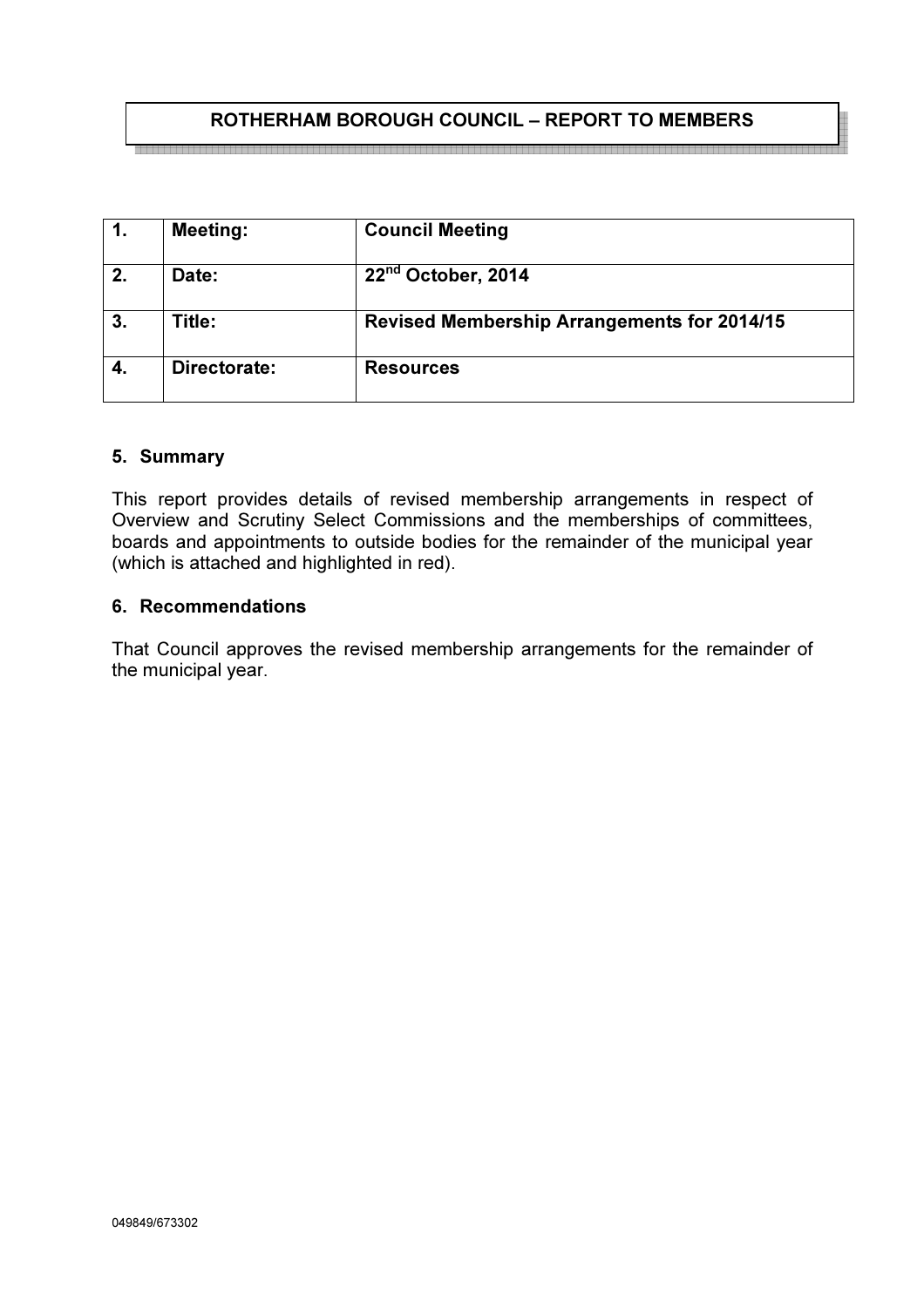# ROTHERHAM BOROUGH COUNCIL – REPORT TO MEMBERS

| 1. | Meeting: | Council Meeting |
|---|---|---|
| 2. | Date: | 22nd October, 2014 |
| 3. | Title: | Revised Membership Arrangements for 2014/15 |
| 4. | Directorate: | Resources |

## 5. Summary

This report provides details of revised membership arrangements in respect of Overview and Scrutiny Select Commissions and the memberships of committees, boards and appointments to outside bodies for the remainder of the municipal year (which is attached and highlighted in red).

## 6. Recommendations

That Council approves the revised membership arrangements for the remainder of the municipal year.

049849/673302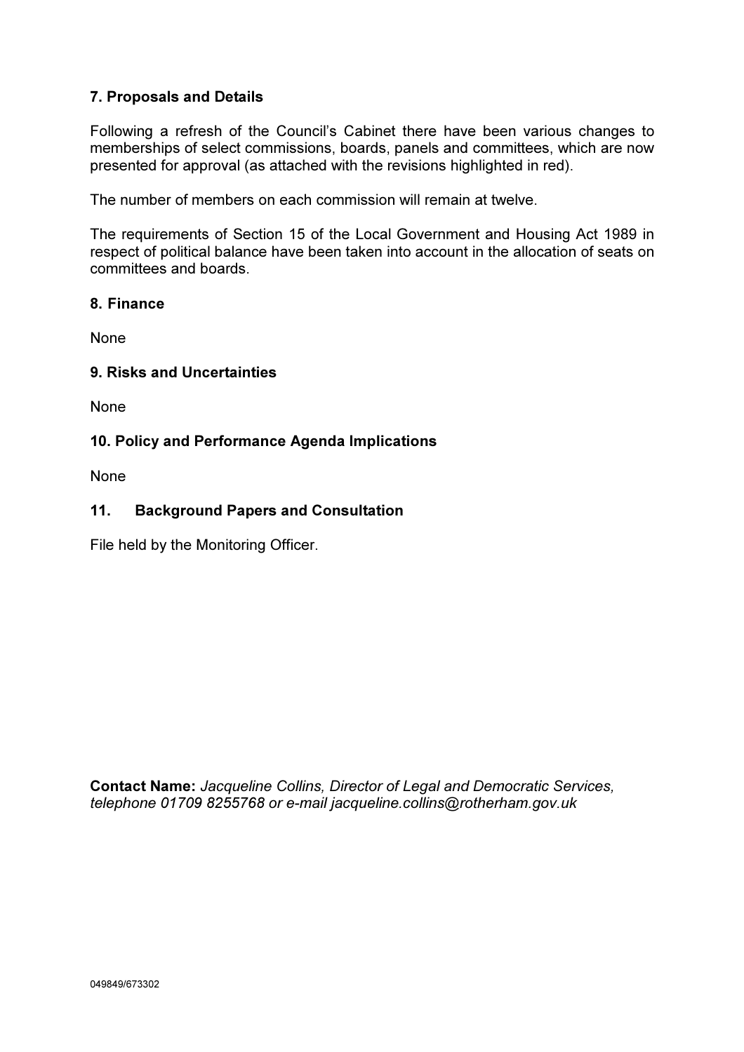### 7. Proposals and Details

Following a refresh of the Council's Cabinet there have been various changes to memberships of select commissions, boards, panels and committees, which are now presented for approval (as attached with the revisions highlighted in red).

The number of members on each commission will remain at twelve.

The requirements of Section 15 of the Local Government and Housing Act 1989 in respect of political balance have been taken into account in the allocation of seats on committees and boards.

### 8. Finance

None

### 9. Risks and Uncertainties

None

### 10. Policy and Performance Agenda Implications

None

### 11. Background Papers and Consultation

File held by the Monitoring Officer.

**Contact Name:** *Jacqueline Collins, Director of Legal and Democratic Services, telephone 01709 8255768 or e-mail jacqueline.collins@rotherham.gov.uk*

049849/673302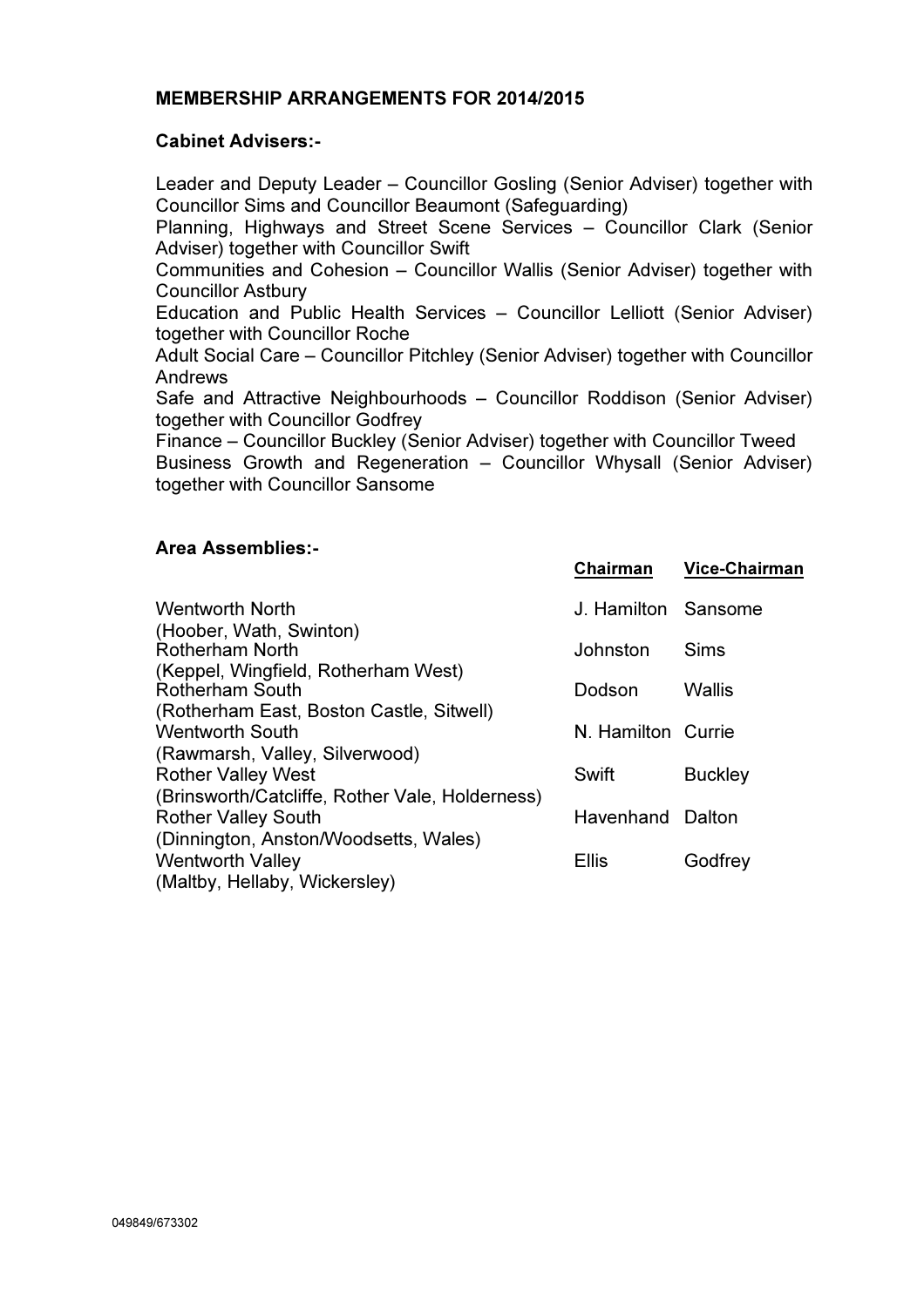**MEMBERSHIP ARRANGEMENTS FOR 2014/2015**

**Cabinet Advisers:-**

Leader and Deputy Leader – Councillor Gosling (Senior Adviser) together with Councillor Sims and Councillor Beaumont (Safeguarding)
Planning, Highways and Street Scene Services – Councillor Clark (Senior Adviser) together with Councillor Swift
Communities and Cohesion – Councillor Wallis (Senior Adviser) together with Councillor Astbury
Education and Public Health Services – Councillor Lelliott (Senior Adviser) together with Councillor Roche
Adult Social Care – Councillor Pitchley (Senior Adviser) together with Councillor Andrews
Safe and Attractive Neighbourhoods – Councillor Roddison (Senior Adviser) together with Councillor Godfrey
Finance – Councillor Buckley (Senior Adviser) together with Councillor Tweed
Business Growth and Regeneration – Councillor Whysall (Senior Adviser) together with Councillor Sansome

**Area Assemblies:-**

| | Chairman | Vice-Chairman |
|---|---|---|
| Wentworth North (Hoober, Wath, Swinton) | J. Hamilton | Sansome |
| Rotherham North (Keppel, Wingfield, Rotherham West) | Johnston | Sims |
| Rotherham South (Rotherham East, Boston Castle, Sitwell) | Dodson | Wallis |
| Wentworth South (Rawmarsh, Valley, Silverwood) | N. Hamilton | Currie |
| Rother Valley West (Brinsworth/Catcliffe, Rother Vale, Holderness) | Swift | Buckley |
| Rother Valley South (Dinnington, Anston/Woodsetts, Wales) | Havenhand | Dalton |
| Wentworth Valley (Maltby, Hellaby, Wickersley) | Ellis | Godfrey |

049849/673302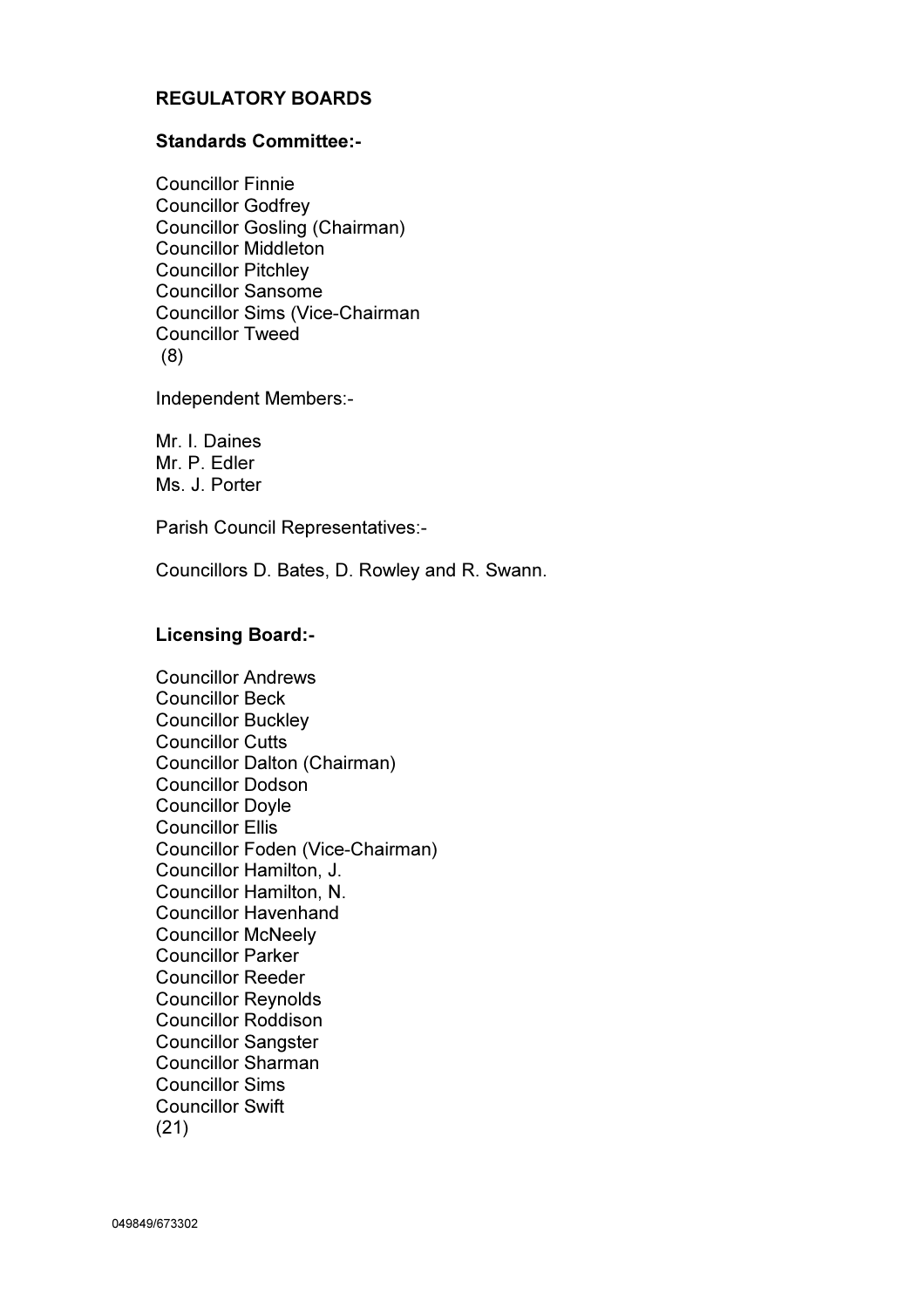**REGULATORY BOARDS**

**Standards Committee:-**

Councillor Finnie
Councillor Godfrey
Councillor Gosling (Chairman)
Councillor Middleton
Councillor Pitchley
Councillor Sansome
Councillor Sims (Vice-Chairman
Councillor Tweed
(8)

Independent Members:-

Mr. I. Daines
Mr. P. Edler
Ms. J. Porter

Parish Council Representatives:-

Councillors D. Bates, D. Rowley and R. Swann.

**Licensing Board:-**

Councillor Andrews
Councillor Beck
Councillor Buckley
Councillor Cutts
Councillor Dalton (Chairman)
Councillor Dodson
Councillor Doyle
Councillor Ellis
Councillor Foden (Vice-Chairman)
Councillor Hamilton, J.
Councillor Hamilton, N.
Councillor Havenhand
Councillor McNeely
Councillor Parker
Councillor Reeder
Councillor Reynolds
Councillor Roddison
Councillor Sangster
Councillor Sharman
Councillor Sims
Councillor Swift
(21)

049849/673302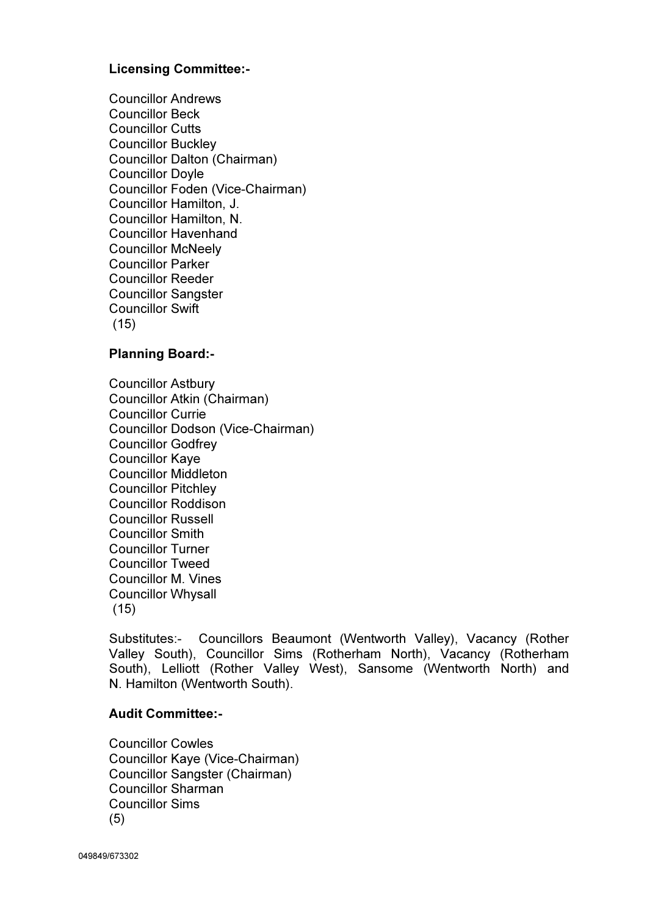**Licensing Committee:-**

Councillor Andrews
Councillor Beck
Councillor Cutts
Councillor Buckley
Councillor Dalton (Chairman)
Councillor Doyle
Councillor Foden (Vice-Chairman)
Councillor Hamilton, J.
Councillor Hamilton, N.
Councillor Havenhand
Councillor McNeely
Councillor Parker
Councillor Reeder
Councillor Sangster
Councillor Swift
(15)

**Planning Board:-**

Councillor Astbury
Councillor Atkin (Chairman)
Councillor Currie
Councillor Dodson (Vice-Chairman)
Councillor Godfrey
Councillor Kaye
Councillor Middleton
Councillor Pitchley
Councillor Roddison
Councillor Russell
Councillor Smith
Councillor Turner
Councillor Tweed
Councillor M. Vines
Councillor Whysall
(15)

Substitutes:- Councillors Beaumont (Wentworth Valley), Vacancy (Rother Valley South), Councillor Sims (Rotherham North), Vacancy (Rotherham South), Lelliott (Rother Valley West), Sansome (Wentworth North) and N. Hamilton (Wentworth South).

**Audit Committee:-**

Councillor Cowles
Councillor Kaye (Vice-Chairman)
Councillor Sangster (Chairman)
Councillor Sharman
Councillor Sims
(5)

049849/673302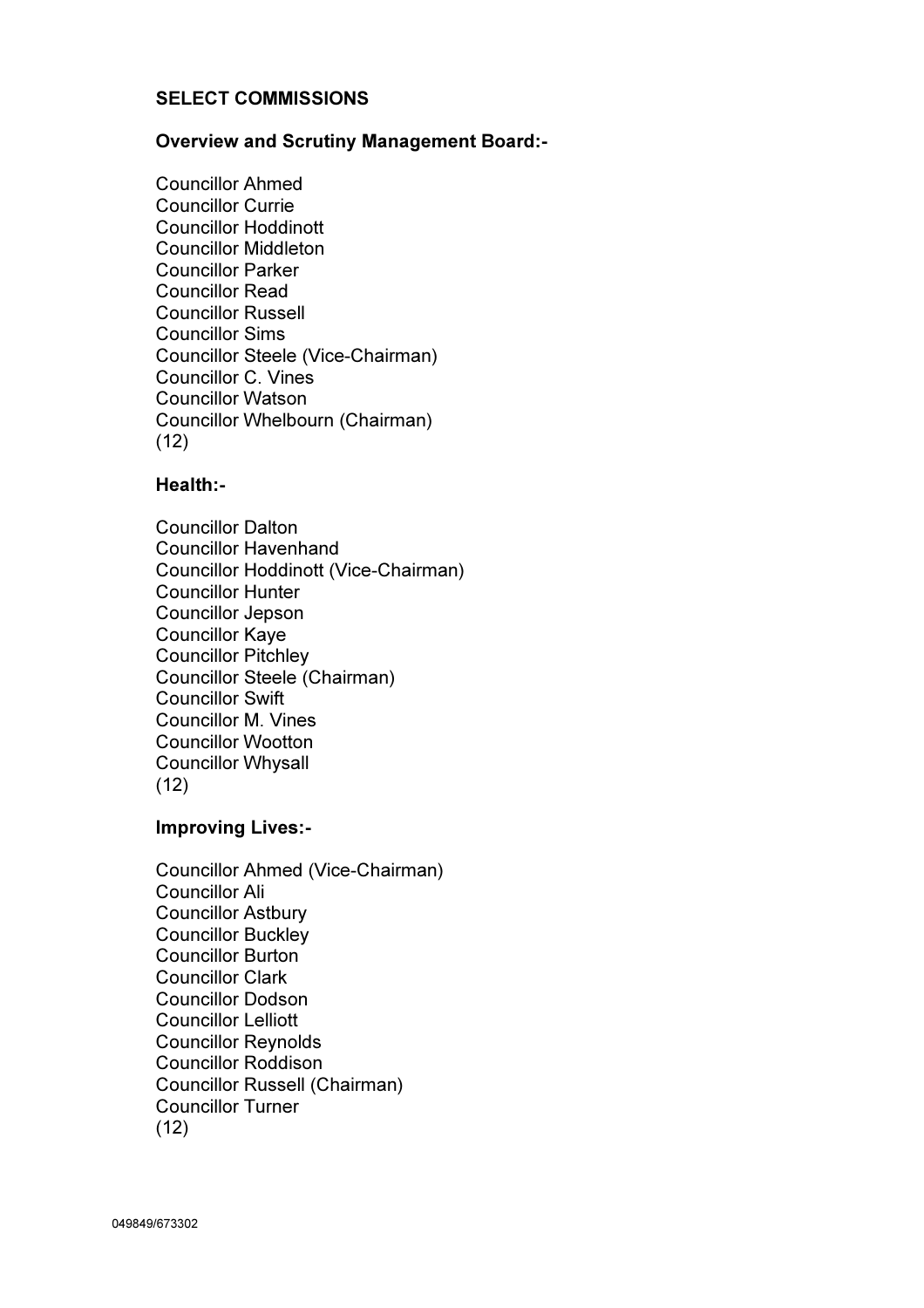**SELECT COMMISSIONS**

**Overview and Scrutiny Management Board:-**

Councillor Ahmed
Councillor Currie
Councillor Hoddinott
Councillor Middleton
Councillor Parker
Councillor Read
Councillor Russell
Councillor Sims
Councillor Steele (Vice-Chairman)
Councillor C. Vines
Councillor Watson
Councillor Whelbourn (Chairman)
(12)

**Health:-**

Councillor Dalton
Councillor Havenhand
Councillor Hoddinott (Vice-Chairman)
Councillor Hunter
Councillor Jepson
Councillor Kaye
Councillor Pitchley
Councillor Steele (Chairman)
Councillor Swift
Councillor M. Vines
Councillor Wootton
Councillor Whysall
(12)

**Improving Lives:-**

Councillor Ahmed (Vice-Chairman)
Councillor Ali
Councillor Astbury
Councillor Buckley
Councillor Burton
Councillor Clark
Councillor Dodson
Councillor Lelliott
Councillor Reynolds
Councillor Roddison
Councillor Russell (Chairman)
Councillor Turner
(12)

049849/673302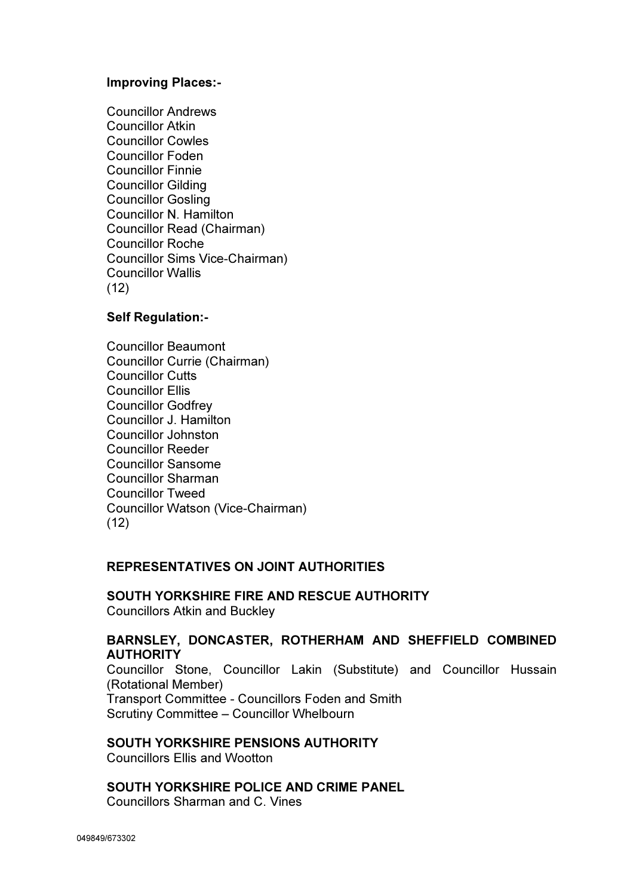**Improving Places:-**

Councillor Andrews
Councillor Atkin
Councillor Cowles
Councillor Foden
Councillor Finnie
Councillor Gilding
Councillor Gosling
Councillor N. Hamilton
Councillor Read (Chairman)
Councillor Roche
Councillor Sims Vice-Chairman)
Councillor Wallis
(12)

**Self Regulation:-**

Councillor Beaumont
Councillor Currie (Chairman)
Councillor Cutts
Councillor Ellis
Councillor Godfrey
Councillor J. Hamilton
Councillor Johnston
Councillor Reeder
Councillor Sansome
Councillor Sharman
Councillor Tweed
Councillor Watson (Vice-Chairman)
(12)

**REPRESENTATIVES ON JOINT AUTHORITIES**

**SOUTH YORKSHIRE FIRE AND RESCUE AUTHORITY**
Councillors Atkin and Buckley

**BARNSLEY, DONCASTER, ROTHERHAM AND SHEFFIELD COMBINED AUTHORITY**
Councillor Stone, Councillor Lakin (Substitute) and Councillor Hussain (Rotational Member)
Transport Committee - Councillors Foden and Smith
Scrutiny Committee – Councillor Whelbourn

**SOUTH YORKSHIRE PENSIONS AUTHORITY**
Councillors Ellis and Wootton

**SOUTH YORKSHIRE POLICE AND CRIME PANEL**
Councillors Sharman and C. Vines

049849/673302